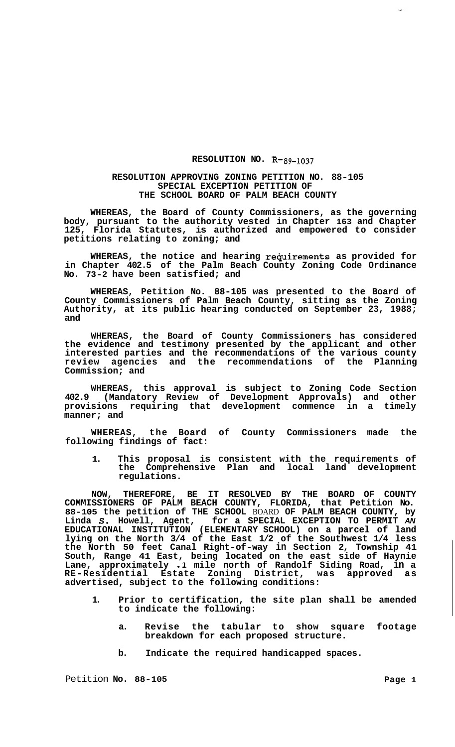**RESOLUTION NO. R-89-1037**

**RESOLUTION APPROVING ZONING PETITION NO. 88-105**
**SPECIAL EXCEPTION PETITION OF**
**THE SCHOOL BOARD OF PALM BEACH COUNTY**

**WHEREAS, the Board of County Commissioners, as the governing body, pursuant to the authority vested in Chapter 163 and Chapter 125, Florida Statutes, is authorized and empowered to consider petitions relating to zoning; and**

**WHEREAS, the notice and hearing requirements as provided for in Chapter 402.5 of the Palm Beach County Zoning Code Ordinance No. 73-2 have been satisfied; and**

**WHEREAS, Petition No. 88-105 was presented to the Board of County Commissioners of Palm Beach County, sitting as the Zoning Authority, at its public hearing conducted on September 23, 1988; and**

**WHEREAS, the Board of County Commissioners has considered the evidence and testimony presented by the applicant and other interested parties and the recommendations of the various county review agencies and the recommendations of the Planning Commission; and**

**WHEREAS, this approval is subject to Zoning Code Section 402.9 (Mandatory Review of Development Approvals) and other provisions requiring that development commence in a timely manner; and**

**WHEREAS, the Board of County Commissioners made the following findings of fact:**

1. **This proposal is consistent with the requirements of the Comprehensive Plan and local land development regulations.**

**NOW, THEREFORE, BE IT RESOLVED BY THE BOARD OF COUNTY COMMISSIONERS OF PALM BEACH COUNTY, FLORIDA, that Petition No. 88-105 the petition of THE SCHOOL BOARD OF PALM BEACH COUNTY, by Linda S. Howell, Agent, for a SPECIAL EXCEPTION TO PERMIT AN EDUCATIONAL INSTITUTION (ELEMENTARY SCHOOL) on a parcel of land lying on the North 3/4 of the East 1/2 of the Southwest 1/4 less the North 50 feet Canal Right-of-way in Section 2, Township 41 South, Range 41 East, being located on the east side of Haynie Lane, approximately .1 mile north of Randolf Siding Road, in a RE-Residential Estate Zoning District, was approved as advertised, subject to the following conditions:**

1. **Prior to certification, the site plan shall be amended to indicate the following:**

   a. **Revise the tabular to show square footage breakdown for each proposed structure.**

   b. **Indicate the required handicapped spaces.**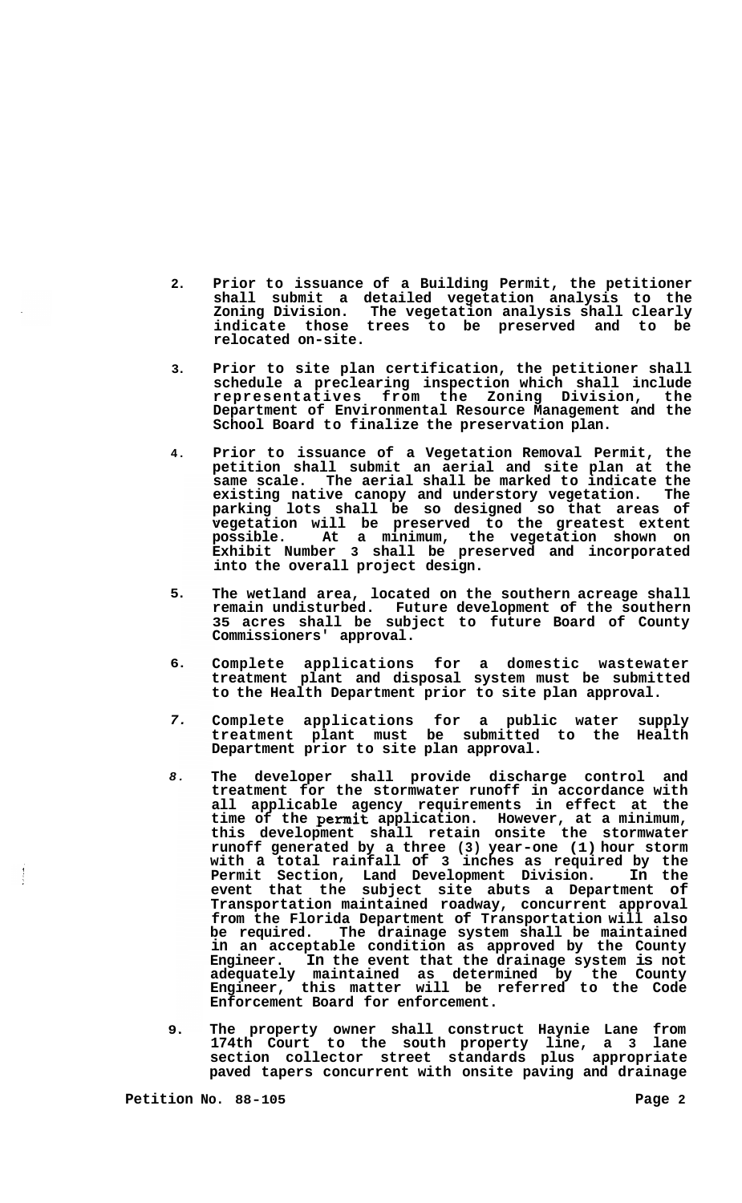2. Prior to issuance of a Building Permit, the petitioner shall submit a detailed vegetation analysis to the Zoning Division. The vegetation analysis shall clearly indicate those trees to be preserved and to be relocated on-site.

3. Prior to site plan certification, the petitioner shall schedule a preclearing inspection which shall include representatives from the Zoning Division, the Department of Environmental Resource Management and the School Board to finalize the preservation plan.

4. Prior to issuance of a Vegetation Removal Permit, the petition shall submit an aerial and site plan at the same scale. The aerial shall be marked to indicate the existing native canopy and understory vegetation. The parking lots shall be so designed so that areas of vegetation will be preserved to the greatest extent possible. At a minimum, the vegetation shown on Exhibit Number 3 shall be preserved and incorporated into the overall project design.

5. The wetland area, located on the southern acreage shall remain undisturbed. Future development of the southern 35 acres shall be subject to future Board of County Commissioners' approval.

6. Complete applications for a domestic wastewater treatment plant and disposal system must be submitted to the Health Department prior to site plan approval.

7. Complete applications for a public water supply treatment plant must be submitted to the Health Department prior to site plan approval.

8. The developer shall provide discharge control and treatment for the stormwater runoff in accordance with all applicable agency requirements in effect at the time of the permit application. However, at a minimum, this development shall retain onsite the stormwater runoff generated by a three (3) year-one (1) hour storm with a total rainfall of 3 inches as required by the Permit Section, Land Development Division. In the event that the subject site abuts a Department of Transportation maintained roadway, concurrent approval from the Florida Department of Transportation will also be required. The drainage system shall be maintained in an acceptable condition as approved by the County Engineer. In the event that the drainage system is not adequately maintained as determined by the County Engineer, this matter will be referred to the Code Enforcement Board for enforcement.

9. The property owner shall construct Haynie Lane from 174th Court to the south property line, a 3 lane section collector street standards plus appropriate paved tapers concurrent with onsite paving and drainage

Petition No. 88-105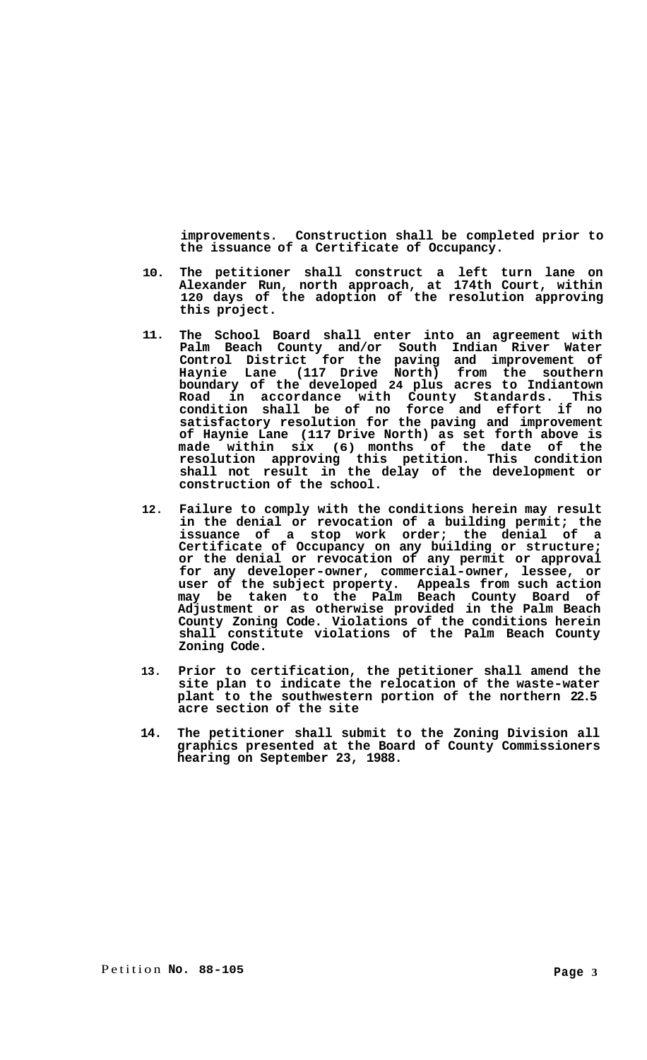improvements. Construction shall be completed prior to the issuance of a Certificate of Occupancy.

10. The petitioner shall construct a left turn lane on Alexander Run, north approach, at 174th Court, within 120 days of the adoption of the resolution approving this project.

11. The School Board shall enter into an agreement with Palm Beach County and/or South Indian River Water Control District for the paving and improvement of Haynie Lane (117 Drive North) from the southern boundary of the developed 24 plus acres to Indiantown Road in accordance with County Standards. This condition shall be of no force and effort if no satisfactory resolution for the paving and improvement of Haynie Lane (117 Drive North) as set forth above is made within six (6) months of the date of the resolution approving this petition. This condition shall not result in the delay of the development or construction of the school.

12. Failure to comply with the conditions herein may result in the denial or revocation of a building permit; the issuance of a stop work order; the denial of a Certificate of Occupancy on any building or structure; or the denial or revocation of any permit or approval for any developer-owner, commercial-owner, lessee, or user of the subject property. Appeals from such action may be taken to the Palm Beach County Board of Adjustment or as otherwise provided in the Palm Beach County Zoning Code. Violations of the conditions herein shall constitute violations of the Palm Beach County Zoning Code.

13. Prior to certification, the petitioner shall amend the site plan to indicate the relocation of the waste-water plant to the southwestern portion of the northern 22.5 acre section of the site

14. The petitioner shall submit to the Zoning Division all graphics presented at the Board of County Commissioners hearing on September 23, 1988.

Petition **No. 88-105**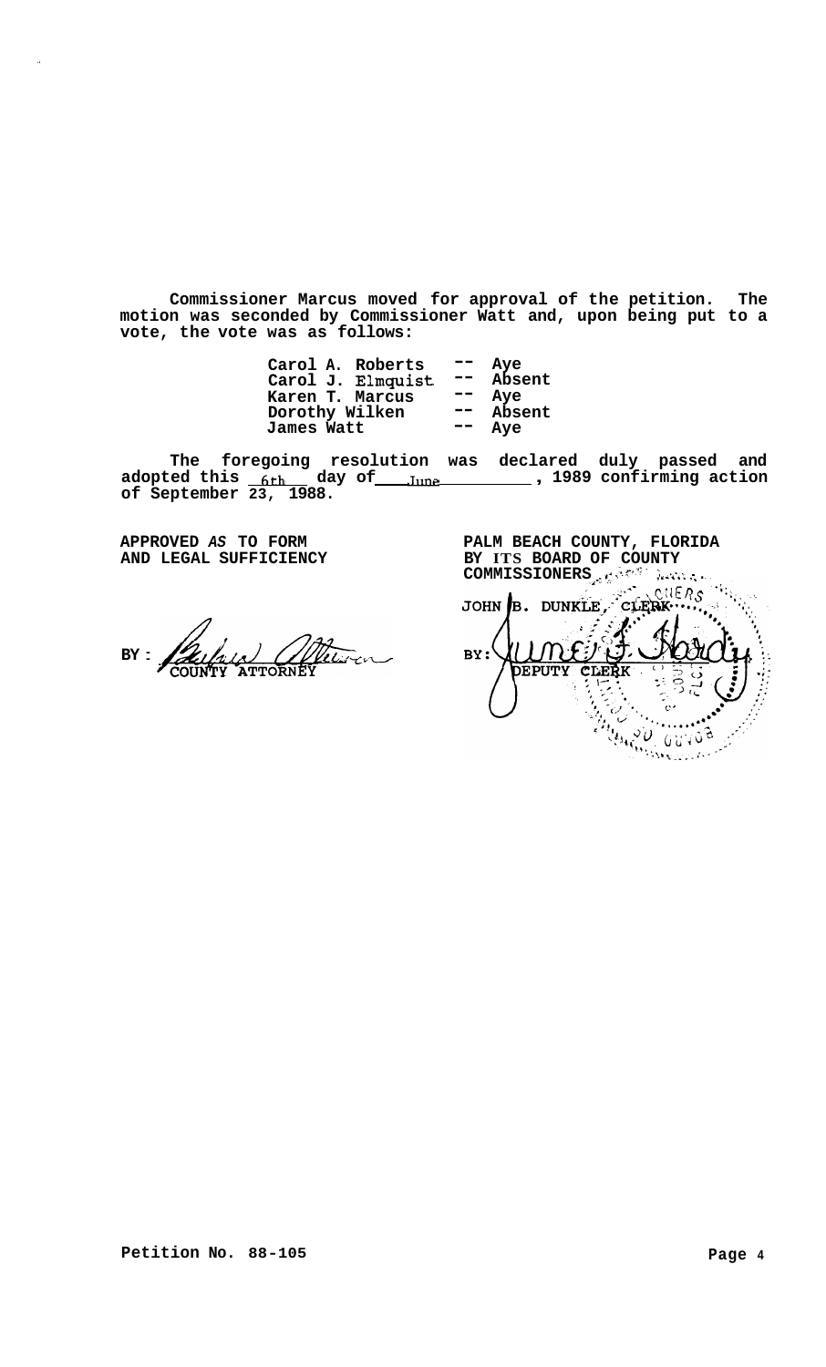**Commissioner Marcus moved for approval of the petition. The motion was seconded by Commissioner Watt and, upon being put to a vote, the vote was as follows:**

| | | |
|---|---|---|
| **Carol A. Roberts** | **--** | **Aye** |
| **Carol J. Elmquist** | **--** | **Absent** |
| **Karen T. Marcus** | **--** | **Aye** |
| **Dorothy Wilken** | **--** | **Absent** |
| **James Watt** | **--** | **Aye** |

**The foregoing resolution was declared duly passed and adopted this** 6th **day of** June**, 1989 confirming action of September 23, 1988.**

**APPROVED *AS* TO FORM AND LEGAL SUFFICIENCY**

**BY:** ______________________
**COUNTY ATTORNEY**

**PALM BEACH COUNTY, FLORIDA BY ITS BOARD OF COUNTY COMMISSIONERS**

**JOHN B. DUNKLE, CLERK**

**BY:** ______________________
**DEPUTY CLERK**

**Petition No. 88-105**